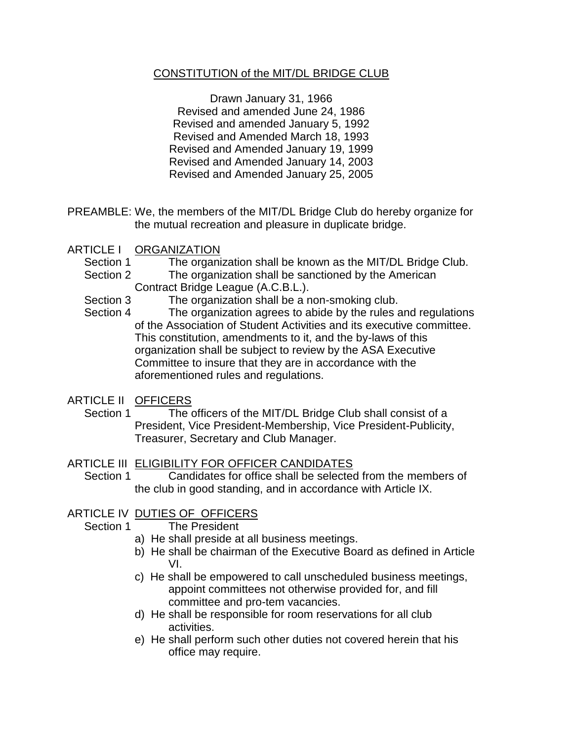# CONSTITUTION of the MIT/DL BRIDGE CLUB

Drawn January 31, 1966
Revised and amended June 24, 1986
Revised and amended January 5, 1992
Revised and Amended March 18, 1993
Revised and Amended January 19, 1999
Revised and Amended January 14, 2003
Revised and Amended January 25, 2005

PREAMBLE: We, the members of the MIT/DL Bridge Club do hereby organize for the mutual recreation and pleasure in duplicate bridge.

## ARTICLE I ORGANIZATION

Section 1 The organization shall be known as the MIT/DL Bridge Club.

Section 2 The organization shall be sanctioned by the American Contract Bridge League (A.C.B.L.).

Section 3 The organization shall be a non-smoking club.

Section 4 The organization agrees to abide by the rules and regulations of the Association of Student Activities and its executive committee. This constitution, amendments to it, and the by-laws of this organization shall be subject to review by the ASA Executive Committee to insure that they are in accordance with the aforementioned rules and regulations.

## ARTICLE II OFFICERS

Section 1 The officers of the MIT/DL Bridge Club shall consist of a President, Vice President-Membership, Vice President-Publicity, Treasurer, Secretary and Club Manager.

## ARTICLE III ELIGIBILITY FOR OFFICER CANDIDATES

Section 1 Candidates for office shall be selected from the members of the club in good standing, and in accordance with Article IX.

## ARTICLE IV DUTIES OF OFFICERS

Section 1 The President

a) He shall preside at all business meetings.
b) He shall be chairman of the Executive Board as defined in Article VI.
c) He shall be empowered to call unscheduled business meetings, appoint committees not otherwise provided for, and fill committee and pro-tem vacancies.
d) He shall be responsible for room reservations for all club activities.
e) He shall perform such other duties not covered herein that his office may require.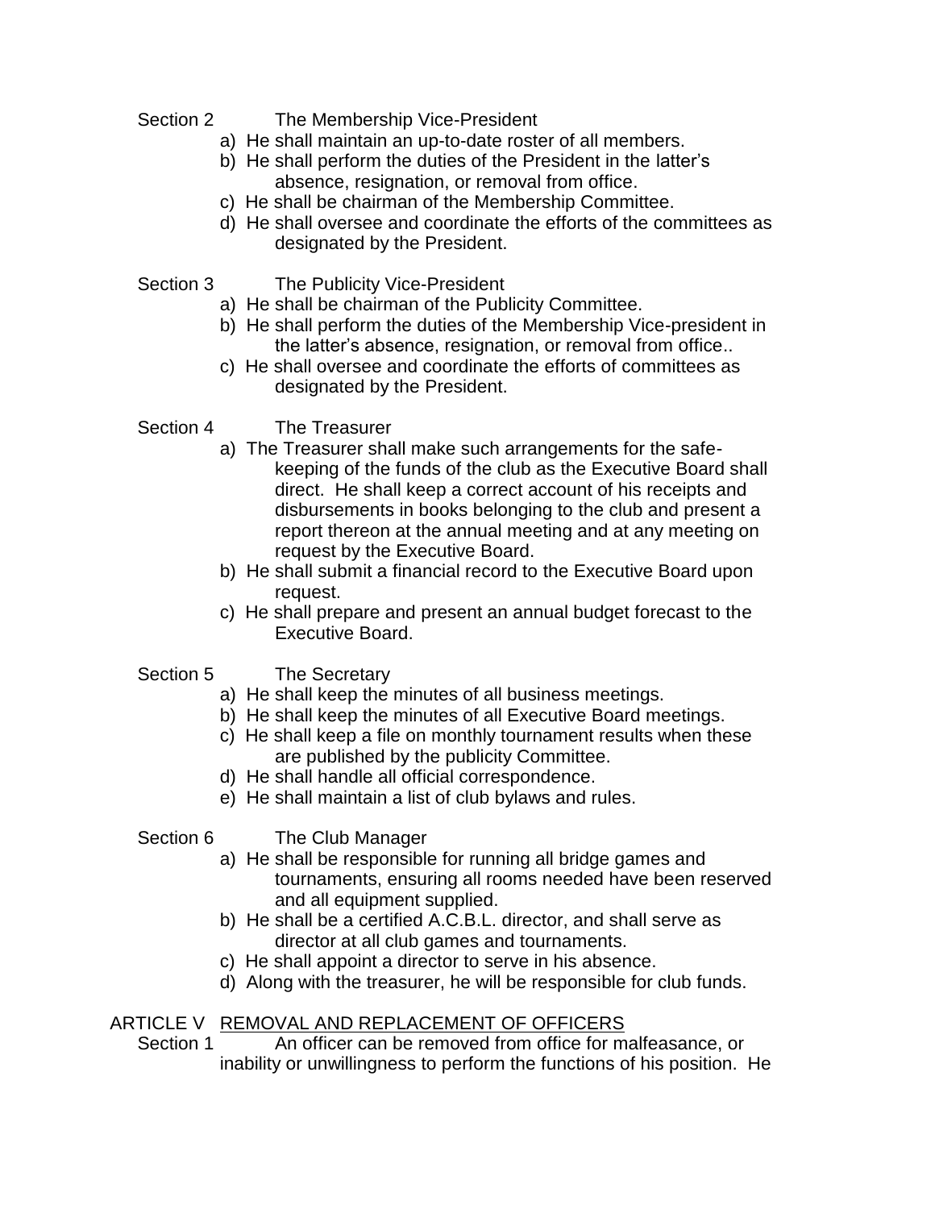Section 2 The Membership Vice-President

a) He shall maintain an up-to-date roster of all members.
b) He shall perform the duties of the President in the latter's absence, resignation, or removal from office.
c) He shall be chairman of the Membership Committee.
d) He shall oversee and coordinate the efforts of the committees as designated by the President.

Section 3 The Publicity Vice-President

a) He shall be chairman of the Publicity Committee.
b) He shall perform the duties of the Membership Vice-president in the latter's absence, resignation, or removal from office..
c) He shall oversee and coordinate the efforts of committees as designated by the President.

Section 4 The Treasurer

a) The Treasurer shall make such arrangements for the safe-keeping of the funds of the club as the Executive Board shall direct. He shall keep a correct account of his receipts and disbursements in books belonging to the club and present a report thereon at the annual meeting and at any meeting on request by the Executive Board.
b) He shall submit a financial record to the Executive Board upon request.
c) He shall prepare and present an annual budget forecast to the Executive Board.

Section 5 The Secretary

a) He shall keep the minutes of all business meetings.
b) He shall keep the minutes of all Executive Board meetings.
c) He shall keep a file on monthly tournament results when these are published by the publicity Committee.
d) He shall handle all official correspondence.
e) He shall maintain a list of club bylaws and rules.

Section 6 The Club Manager

a) He shall be responsible for running all bridge games and tournaments, ensuring all rooms needed have been reserved and all equipment supplied.
b) He shall be a certified A.C.B.L. director, and shall serve as director at all club games and tournaments.
c) He shall appoint a director to serve in his absence.
d) Along with the treasurer, he will be responsible for club funds.

## ARTICLE V <u>REMOVAL AND REPLACEMENT OF OFFICERS</u>

Section 1 An officer can be removed from office for malfeasance, or inability or unwillingness to perform the functions of his position. He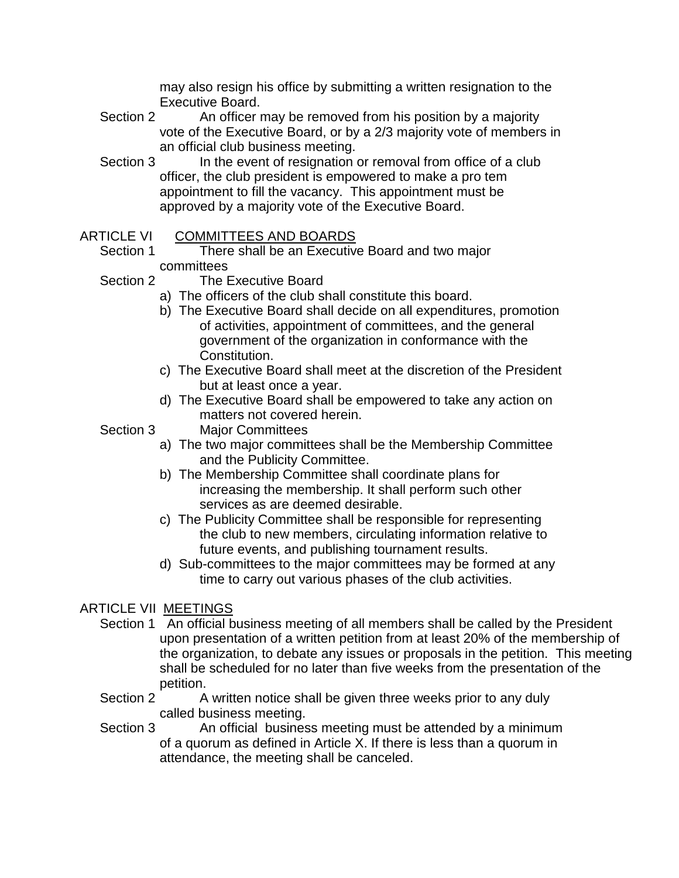may also resign his office by submitting a written resignation to the Executive Board.

Section 2 An officer may be removed from his position by a majority vote of the Executive Board, or by a 2/3 majority vote of members in an official club business meeting.

Section 3 In the event of resignation or removal from office of a club officer, the club president is empowered to make a pro tem appointment to fill the vacancy. This appointment must be approved by a majority vote of the Executive Board.

## ARTICLE VI <u>COMMITTEES AND BOARDS</u>

Section 1 There shall be an Executive Board and two major committees

Section 2 The Executive Board

a) The officers of the club shall constitute this board.
b) The Executive Board shall decide on all expenditures, promotion of activities, appointment of committees, and the general government of the organization in conformance with the Constitution.
c) The Executive Board shall meet at the discretion of the President but at least once a year.
d) The Executive Board shall be empowered to take any action on matters not covered herein.

Section 3 Major Committees

a) The two major committees shall be the Membership Committee and the Publicity Committee.
b) The Membership Committee shall coordinate plans for increasing the membership. It shall perform such other services as are deemed desirable.
c) The Publicity Committee shall be responsible for representing the club to new members, circulating information relative to future events, and publishing tournament results.
d) Sub-committees to the major committees may be formed at any time to carry out various phases of the club activities.

## ARTICLE VII <u>MEETINGS</u>

Section 1 An official business meeting of all members shall be called by the President upon presentation of a written petition from at least 20% of the membership of the organization, to debate any issues or proposals in the petition. This meeting shall be scheduled for no later than five weeks from the presentation of the petition.

Section 2 A written notice shall be given three weeks prior to any duly called business meeting.

Section 3 An official business meeting must be attended by a minimum of a quorum as defined in Article X. If there is less than a quorum in attendance, the meeting shall be canceled.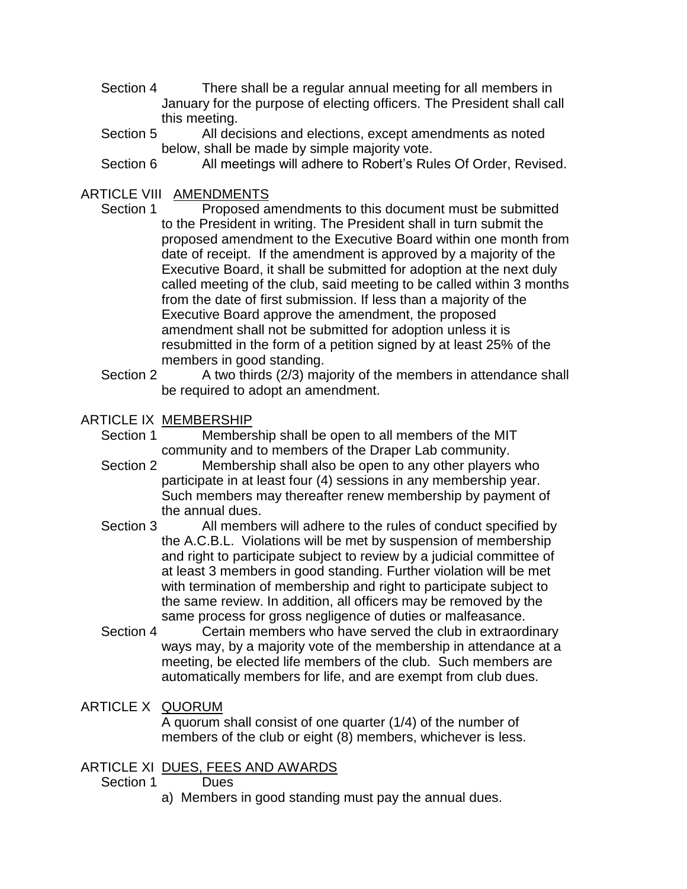Section 4 There shall be a regular annual meeting for all members in January for the purpose of electing officers. The President shall call this meeting.

Section 5 All decisions and elections, except amendments as noted below, shall be made by simple majority vote.

Section 6 All meetings will adhere to Robert's Rules Of Order, Revised.

## ARTICLE VIII <u>AMENDMENTS</u>

Section 1 Proposed amendments to this document must be submitted to the President in writing. The President shall in turn submit the proposed amendment to the Executive Board within one month from date of receipt. If the amendment is approved by a majority of the Executive Board, it shall be submitted for adoption at the next duly called meeting of the club, said meeting to be called within 3 months from the date of first submission. If less than a majority of the Executive Board approve the amendment, the proposed amendment shall not be submitted for adoption unless it is resubmitted in the form of a petition signed by at least 25% of the members in good standing.

Section 2 A two thirds (2/3) majority of the members in attendance shall be required to adopt an amendment.

## ARTICLE IX <u>MEMBERSHIP</u>

Section 1 Membership shall be open to all members of the MIT community and to members of the Draper Lab community.

Section 2 Membership shall also be open to any other players who participate in at least four (4) sessions in any membership year. Such members may thereafter renew membership by payment of the annual dues.

Section 3 All members will adhere to the rules of conduct specified by the A.C.B.L. Violations will be met by suspension of membership and right to participate subject to review by a judicial committee of at least 3 members in good standing. Further violation will be met with termination of membership and right to participate subject to the same review. In addition, all officers may be removed by the same process for gross negligence of duties or malfeasance.

Section 4 Certain members who have served the club in extraordinary ways may, by a majority vote of the membership in attendance at a meeting, be elected life members of the club. Such members are automatically members for life, and are exempt from club dues.

## ARTICLE X <u>QUORUM</u>

A quorum shall consist of one quarter (1/4) of the number of members of the club or eight (8) members, whichever is less.

## ARTICLE XI <u>DUES, FEES AND AWARDS</u>

Section 1 Dues

a) Members in good standing must pay the annual dues.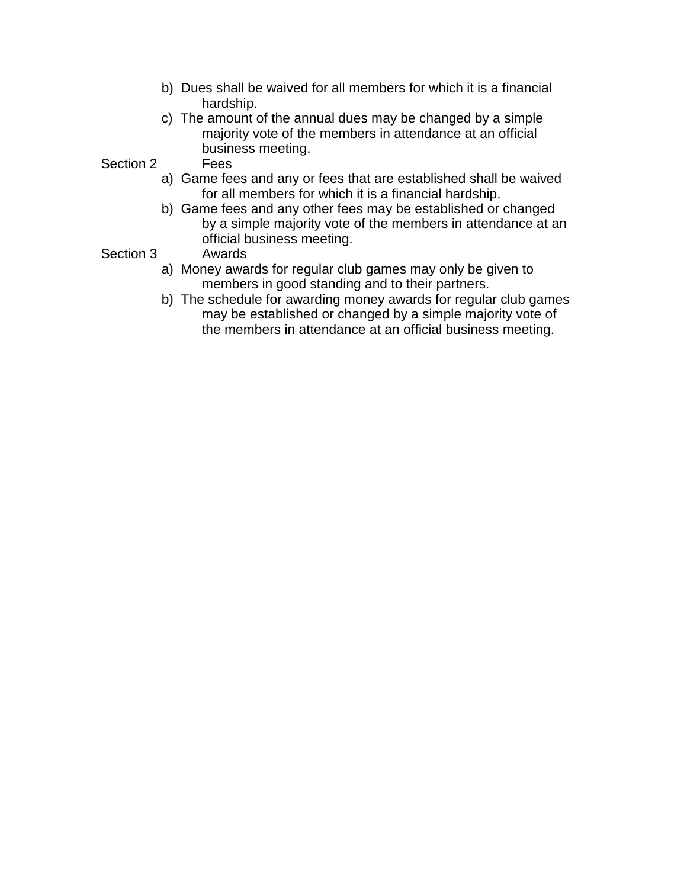b) Dues shall be waived for all members for which it is a financial hardship.

c) The amount of the annual dues may be changed by a simple majority vote of the members in attendance at an official business meeting.

Section 2 Fees

a) Game fees and any or fees that are established shall be waived for all members for which it is a financial hardship.

b) Game fees and any other fees may be established or changed by a simple majority vote of the members in attendance at an official business meeting.

Section 3 Awards

a) Money awards for regular club games may only be given to members in good standing and to their partners.

b) The schedule for awarding money awards for regular club games may be established or changed by a simple majority vote of the members in attendance at an official business meeting.